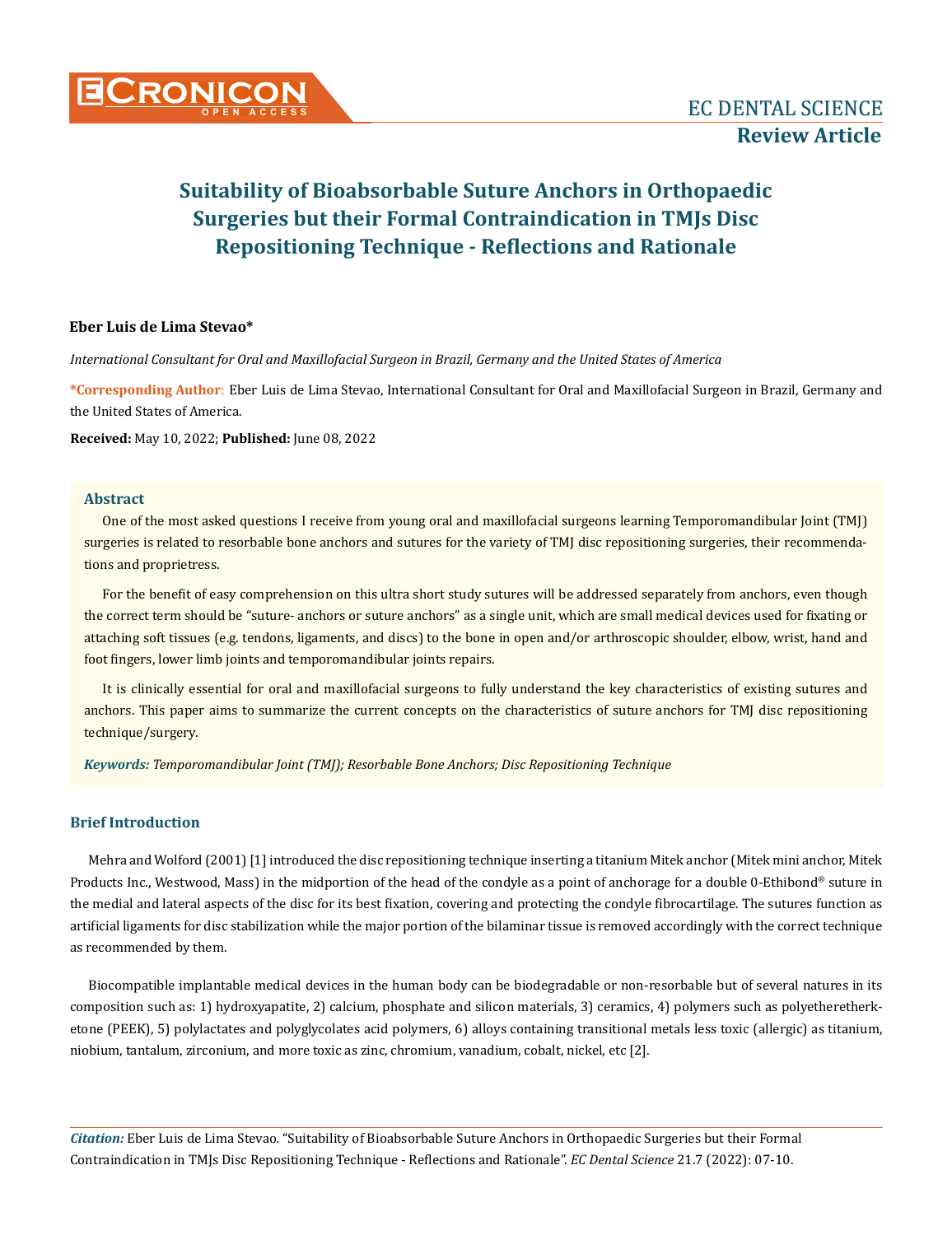# Suitability of Bioabsorbable Suture Anchors in Orthopaedic Surgeries but their Formal Contraindication in TMJs Disc Repositioning Technique - Reflections and Rationale

**Eber Luis de Lima Stevao***

*International Consultant for Oral and Maxillofacial Surgeon in Brazil, Germany and the United States of America*

**\*Corresponding Author**: Eber Luis de Lima Stevao, International Consultant for Oral and Maxillofacial Surgeon in Brazil, Germany and the United States of America.

**Received:** May 10, 2022; **Published:** June 08, 2022

## Abstract

One of the most asked questions I receive from young oral and maxillofacial surgeons learning Temporomandibular Joint (TMJ) surgeries is related to resorbable bone anchors and sutures for the variety of TMJ disc repositioning surgeries, their recommendations and proprietress.

For the benefit of easy comprehension on this ultra short study sutures will be addressed separately from anchors, even though the correct term should be "suture- anchors or suture anchors" as a single unit, which are small medical devices used for fixating or attaching soft tissues (e.g. tendons, ligaments, and discs) to the bone in open and/or arthroscopic shoulder, elbow, wrist, hand and foot fingers, lower limb joints and temporomandibular joints repairs.

It is clinically essential for oral and maxillofacial surgeons to fully understand the key characteristics of existing sutures and anchors. This paper aims to summarize the current concepts on the characteristics of suture anchors for TMJ disc repositioning technique/surgery.

***Keywords:*** *Temporomandibular Joint (TMJ); Resorbable Bone Anchors; Disc Repositioning Technique*

## Brief Introduction

Mehra and Wolford (2001) [1] introduced the disc repositioning technique inserting a titanium Mitek anchor (Mitek mini anchor, Mitek Products Inc., Westwood, Mass) in the midportion of the head of the condyle as a point of anchorage for a double 0-Ethibond® suture in the medial and lateral aspects of the disc for its best fixation, covering and protecting the condyle fibrocartilage. The sutures function as artificial ligaments for disc stabilization while the major portion of the bilaminar tissue is removed accordingly with the correct technique as recommended by them.

Biocompatible implantable medical devices in the human body can be biodegradable or non-resorbable but of several natures in its composition such as: 1) hydroxyapatite, 2) calcium, phosphate and silicon materials, 3) ceramics, 4) polymers such as polyetheretherketone (PEEK), 5) polylactates and polyglycolates acid polymers, 6) alloys containing transitional metals less toxic (allergic) as titanium, niobium, tantalum, zirconium, and more toxic as zinc, chromium, vanadium, cobalt, nickel, etc [2].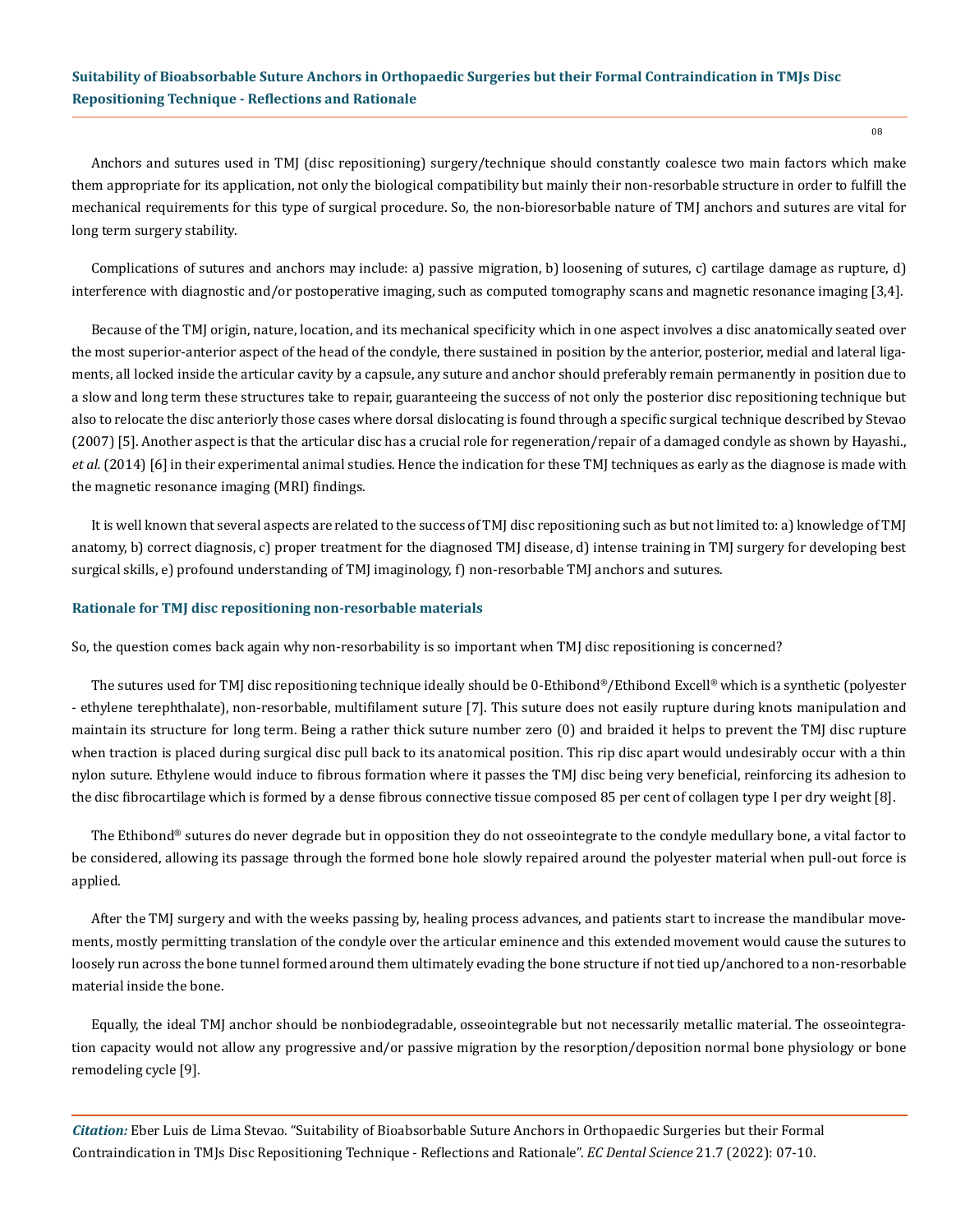Anchors and sutures used in TMJ (disc repositioning) surgery/technique should constantly coalesce two main factors which make them appropriate for its application, not only the biological compatibility but mainly their non-resorbable structure in order to fulfill the mechanical requirements for this type of surgical procedure. So, the non-bioresorbable nature of TMJ anchors and sutures are vital for long term surgery stability.

Complications of sutures and anchors may include: a) passive migration, b) loosening of sutures, c) cartilage damage as rupture, d) interference with diagnostic and/or postoperative imaging, such as computed tomography scans and magnetic resonance imaging [3,4].

Because of the TMJ origin, nature, location, and its mechanical specificity which in one aspect involves a disc anatomically seated over the most superior-anterior aspect of the head of the condyle, there sustained in position by the anterior, posterior, medial and lateral ligaments, all locked inside the articular cavity by a capsule, any suture and anchor should preferably remain permanently in position due to a slow and long term these structures take to repair, guaranteeing the success of not only the posterior disc repositioning technique but also to relocate the disc anteriorly those cases where dorsal dislocating is found through a specific surgical technique described by Stevao (2007) [5]. Another aspect is that the articular disc has a crucial role for regeneration/repair of a damaged condyle as shown by Hayashi., *et al.* (2014) [6] in their experimental animal studies. Hence the indication for these TMJ techniques as early as the diagnose is made with the magnetic resonance imaging (MRI) findings.

It is well known that several aspects are related to the success of TMJ disc repositioning such as but not limited to: a) knowledge of TMJ anatomy, b) correct diagnosis, c) proper treatment for the diagnosed TMJ disease, d) intense training in TMJ surgery for developing best surgical skills, e) profound understanding of TMJ imaginology, f) non-resorbable TMJ anchors and sutures.

### Rationale for TMJ disc repositioning non-resorbable materials

So, the question comes back again why non-resorbability is so important when TMJ disc repositioning is concerned?

The sutures used for TMJ disc repositioning technique ideally should be 0-Ethibond®/Ethibond Excell® which is a synthetic (polyester - ethylene terephthalate), non-resorbable, multifilament suture [7]. This suture does not easily rupture during knots manipulation and maintain its structure for long term. Being a rather thick suture number zero (0) and braided it helps to prevent the TMJ disc rupture when traction is placed during surgical disc pull back to its anatomical position. This rip disc apart would undesirably occur with a thin nylon suture. Ethylene would induce to fibrous formation where it passes the TMJ disc being very beneficial, reinforcing its adhesion to the disc fibrocartilage which is formed by a dense fibrous connective tissue composed 85 per cent of collagen type I per dry weight [8].

The Ethibond® sutures do never degrade but in opposition they do not osseointegrate to the condyle medullary bone, a vital factor to be considered, allowing its passage through the formed bone hole slowly repaired around the polyester material when pull-out force is applied.

After the TMJ surgery and with the weeks passing by, healing process advances, and patients start to increase the mandibular movements, mostly permitting translation of the condyle over the articular eminence and this extended movement would cause the sutures to loosely run across the bone tunnel formed around them ultimately evading the bone structure if not tied up/anchored to a non-resorbable material inside the bone.

Equally, the ideal TMJ anchor should be nonbiodegradable, osseointegrable but not necessarily metallic material. The osseointegration capacity would not allow any progressive and/or passive migration by the resorption/deposition normal bone physiology or bone remodeling cycle [9].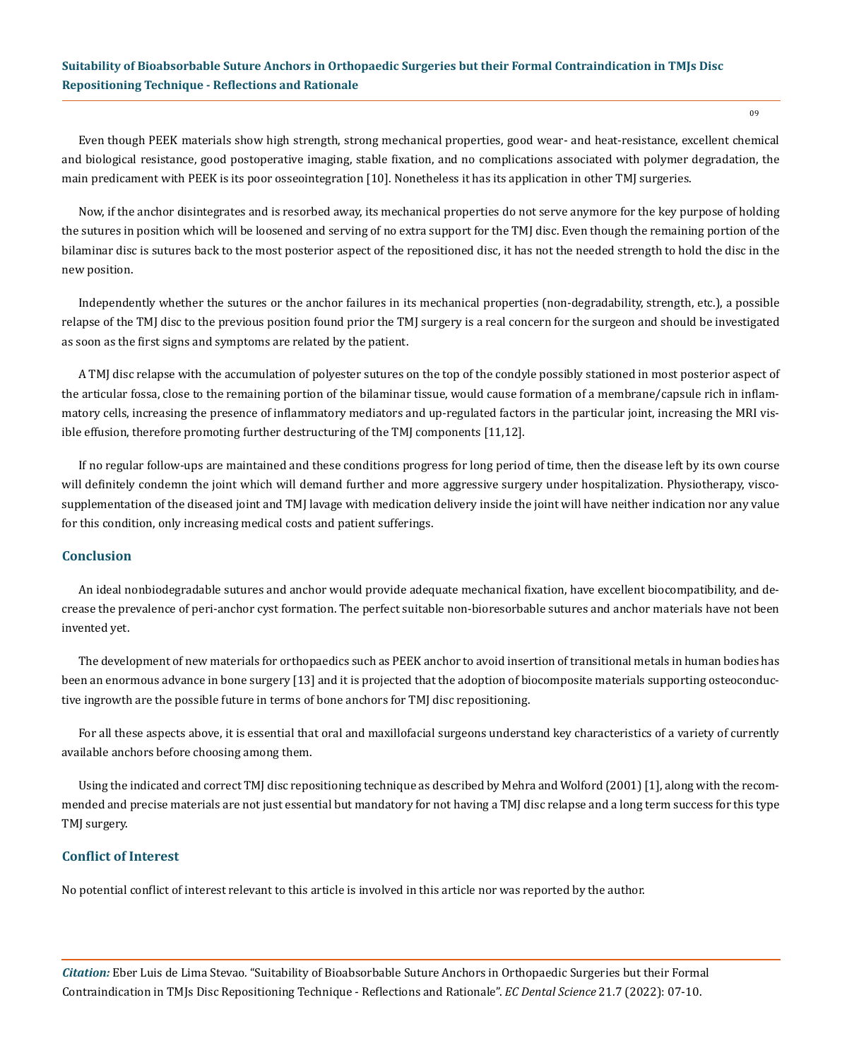Even though PEEK materials show high strength, strong mechanical properties, good wear- and heat-resistance, excellent chemical and biological resistance, good postoperative imaging, stable fixation, and no complications associated with polymer degradation, the main predicament with PEEK is its poor osseointegration [10]. Nonetheless it has its application in other TMJ surgeries.

Now, if the anchor disintegrates and is resorbed away, its mechanical properties do not serve anymore for the key purpose of holding the sutures in position which will be loosened and serving of no extra support for the TMJ disc. Even though the remaining portion of the bilaminar disc is sutures back to the most posterior aspect of the repositioned disc, it has not the needed strength to hold the disc in the new position.

Independently whether the sutures or the anchor failures in its mechanical properties (non-degradability, strength, etc.), a possible relapse of the TMJ disc to the previous position found prior the TMJ surgery is a real concern for the surgeon and should be investigated as soon as the first signs and symptoms are related by the patient.

A TMJ disc relapse with the accumulation of polyester sutures on the top of the condyle possibly stationed in most posterior aspect of the articular fossa, close to the remaining portion of the bilaminar tissue, would cause formation of a membrane/capsule rich in inflammatory cells, increasing the presence of inflammatory mediators and up-regulated factors in the particular joint, increasing the MRI visible effusion, therefore promoting further destructuring of the TMJ components [11,12].

If no regular follow-ups are maintained and these conditions progress for long period of time, then the disease left by its own course will definitely condemn the joint which will demand further and more aggressive surgery under hospitalization. Physiotherapy, visco-supplementation of the diseased joint and TMJ lavage with medication delivery inside the joint will have neither indication nor any value for this condition, only increasing medical costs and patient sufferings.

## Conclusion

An ideal nonbiodegradable sutures and anchor would provide adequate mechanical fixation, have excellent biocompatibility, and decrease the prevalence of peri-anchor cyst formation. The perfect suitable non-bioresorbable sutures and anchor materials have not been invented yet.

The development of new materials for orthopaedics such as PEEK anchor to avoid insertion of transitional metals in human bodies has been an enormous advance in bone surgery [13] and it is projected that the adoption of biocomposite materials supporting osteoconductive ingrowth are the possible future in terms of bone anchors for TMJ disc repositioning.

For all these aspects above, it is essential that oral and maxillofacial surgeons understand key characteristics of a variety of currently available anchors before choosing among them.

Using the indicated and correct TMJ disc repositioning technique as described by Mehra and Wolford (2001) [1], along with the recommended and precise materials are not just essential but mandatory for not having a TMJ disc relapse and a long term success for this type TMJ surgery.

## Conflict of Interest

No potential conflict of interest relevant to this article is involved in this article nor was reported by the author.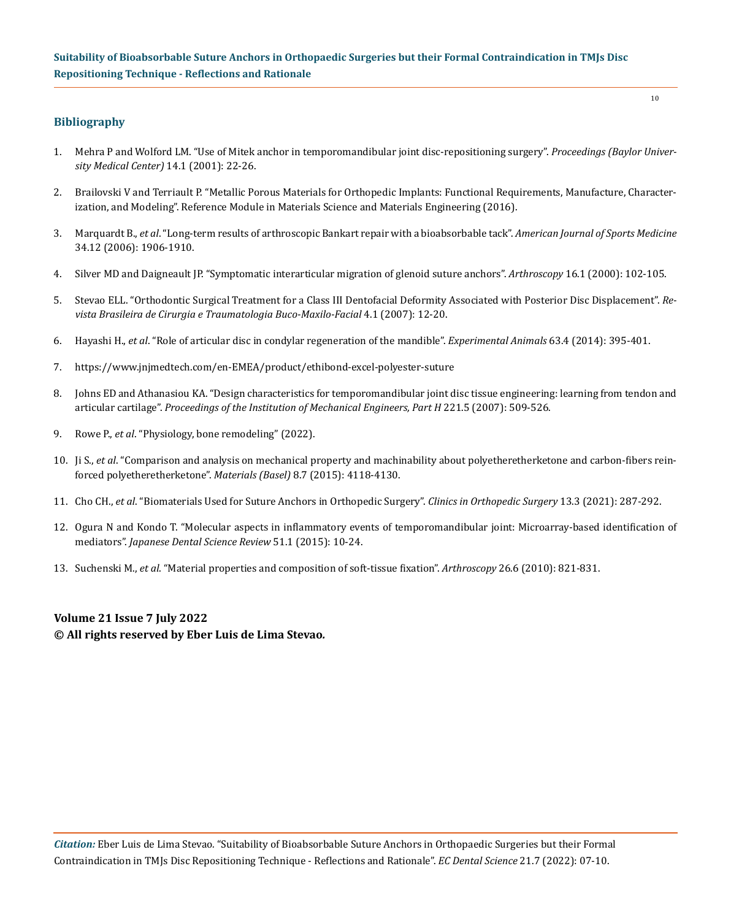## Bibliography

1. Mehra P and Wolford LM. "Use of Mitek anchor in temporomandibular joint disc-repositioning surgery". *Proceedings (Baylor University Medical Center)* 14.1 (2001): 22-26.

2. Brailovski V and Terriault P. "Metallic Porous Materials for Orthopedic Implants: Functional Requirements, Manufacture, Characterization, and Modeling". Reference Module in Materials Science and Materials Engineering (2016).

3. Marquardt B., *et al*. "Long-term results of arthroscopic Bankart repair with a bioabsorbable tack". *American Journal of Sports Medicine* 34.12 (2006): 1906-1910.

4. Silver MD and Daigneault JP. "Symptomatic interarticular migration of glenoid suture anchors". *Arthroscopy* 16.1 (2000): 102-105.

5. Stevao ELL. "Orthodontic Surgical Treatment for a Class III Dentofacial Deformity Associated with Posterior Disc Displacement". *Revista Brasileira de Cirurgia e Traumatologia Buco-Maxilo-Facial* 4.1 (2007): 12-20.

6. Hayashi H., *et al*. "Role of articular disc in condylar regeneration of the mandible". *Experimental Animals* 63.4 (2014): 395-401.

7. https://www.jnjmedtech.com/en-EMEA/product/ethibond-excel-polyester-suture

8. Johns ED and Athanasiou KA. "Design characteristics for temporomandibular joint disc tissue engineering: learning from tendon and articular cartilage". *Proceedings of the Institution of Mechanical Engineers, Part H* 221.5 (2007): 509-526.

9. Rowe P., *et al*. "Physiology, bone remodeling" (2022).

10. Ji S., *et al*. "Comparison and analysis on mechanical property and machinability about polyetheretherketone and carbon-fibers reinforced polyetheretherketone". *Materials (Basel)* 8.7 (2015): 4118-4130.

11. Cho CH., *et al*. "Biomaterials Used for Suture Anchors in Orthopedic Surgery". *Clinics in Orthopedic Surgery* 13.3 (2021): 287-292.

12. Ogura N and Kondo T. "Molecular aspects in inflammatory events of temporomandibular joint: Microarray-based identification of mediators". *Japanese Dental Science Review* 51.1 (2015): 10-24.

13. Suchenski M., *et al*. "Material properties and composition of soft-tissue fixation". *Arthroscopy* 26.6 (2010): 821-831.

**Volume 21 Issue 7 July 2022**
**© All rights reserved by Eber Luis de Lima Stevao.**